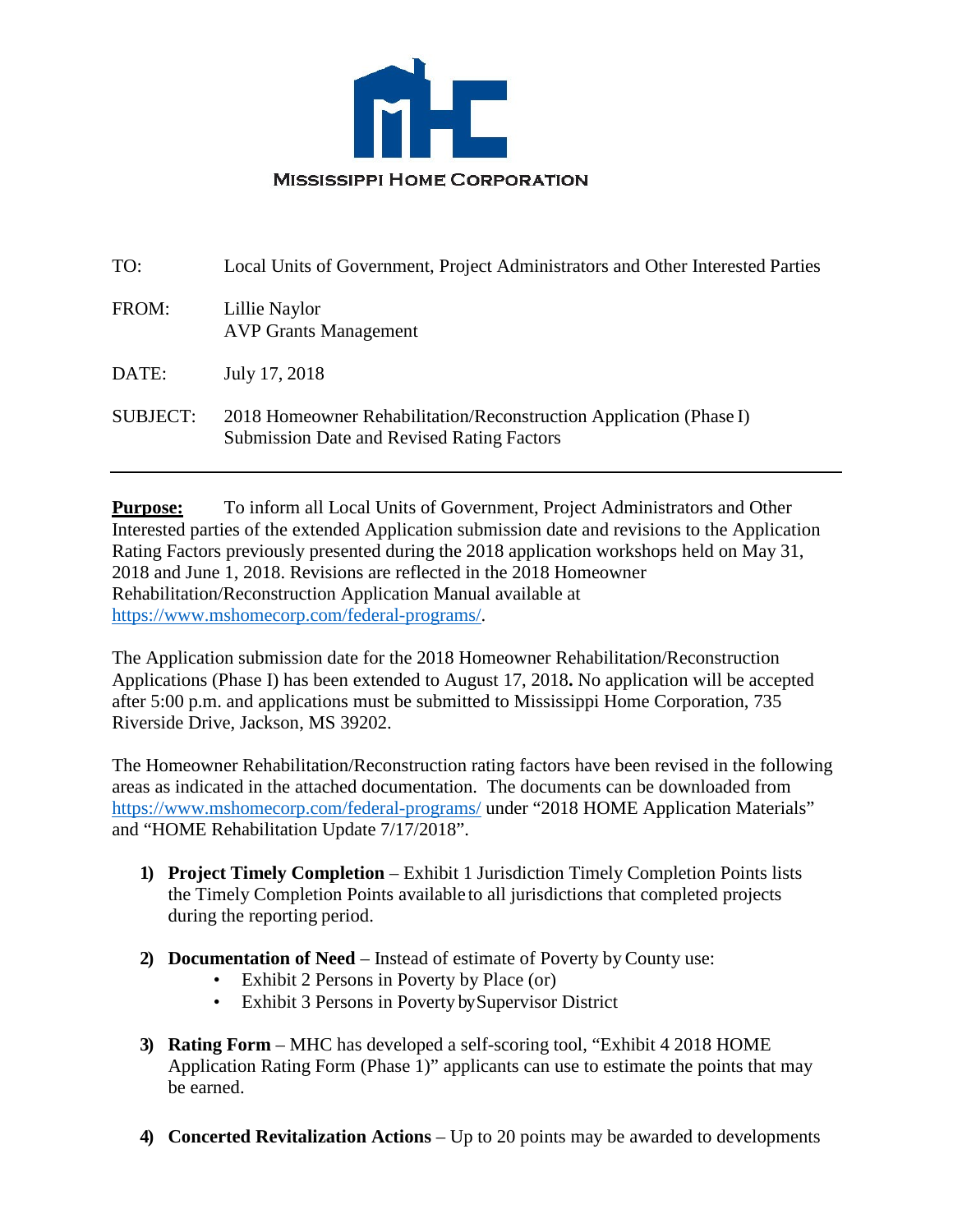**MISSISSIPPI HOME CORPORATION**

| | |
|---|---|
| TO: | Local Units of Government, Project Administrators and Other Interested Parties |
| FROM: | Lillie Naylor<br>AVP Grants Management |
| DATE: | July 17, 2018 |
| SUBJECT: | 2018 Homeowner Rehabilitation/Reconstruction Application (Phase I)<br>Submission Date and Revised Rating Factors |

---

**Purpose:** To inform all Local Units of Government, Project Administrators and Other Interested parties of the extended Application submission date and revisions to the Application Rating Factors previously presented during the 2018 application workshops held on May 31, 2018 and June 1, 2018. Revisions are reflected in the 2018 Homeowner Rehabilitation/Reconstruction Application Manual available at https://www.mshomecorp.com/federal-programs/.

The Application submission date for the 2018 Homeowner Rehabilitation/Reconstruction Applications (Phase I) has been extended to August 17, 2018**.** No application will be accepted after 5:00 p.m. and applications must be submitted to Mississippi Home Corporation, 735 Riverside Drive, Jackson, MS 39202.

The Homeowner Rehabilitation/Reconstruction rating factors have been revised in the following areas as indicated in the attached documentation. The documents can be downloaded from https://www.mshomecorp.com/federal-programs/ under "2018 HOME Application Materials" and "HOME Rehabilitation Update 7/17/2018".

1) **Project Timely Completion** – Exhibit 1 Jurisdiction Timely Completion Points lists the Timely Completion Points available to all jurisdictions that completed projects during the reporting period.

2) **Documentation of Need** – Instead of estimate of Poverty by County use:
   - Exhibit 2 Persons in Poverty by Place (or)
   - Exhibit 3 Persons in Poverty by Supervisor District

3) **Rating Form** – MHC has developed a self-scoring tool, "Exhibit 4 2018 HOME Application Rating Form (Phase 1)" applicants can use to estimate the points that may be earned.

4) **Concerted Revitalization Actions** – Up to 20 points may be awarded to developments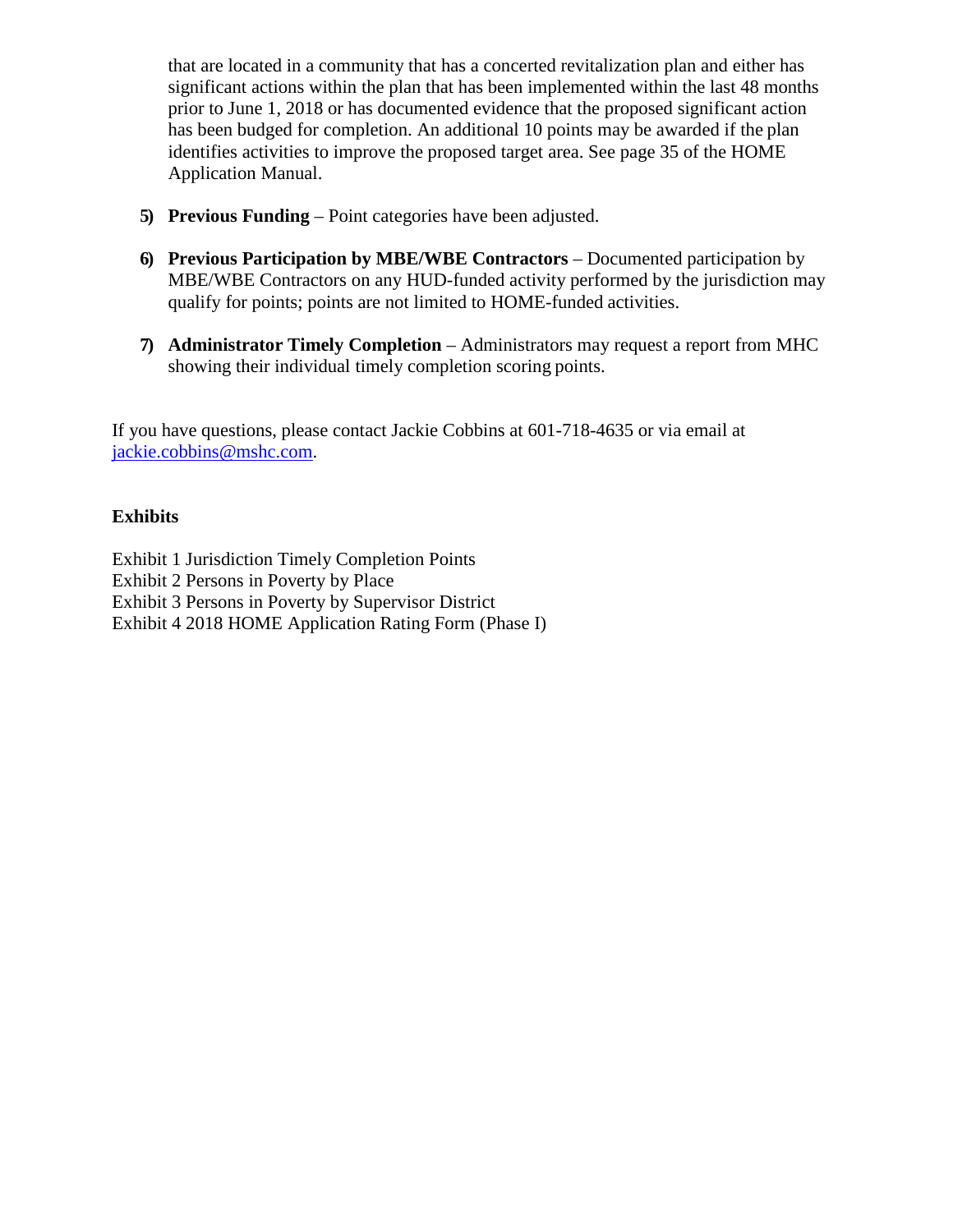that are located in a community that has a concerted revitalization plan and either has significant actions within the plan that has been implemented within the last 48 months prior to June 1, 2018 or has documented evidence that the proposed significant action has been budged for completion. An additional 10 points may be awarded if the plan identifies activities to improve the proposed target area. See page 35 of the HOME Application Manual.

5) **Previous Funding** – Point categories have been adjusted.

6) **Previous Participation by MBE/WBE Contractors** – Documented participation by MBE/WBE Contractors on any HUD-funded activity performed by the jurisdiction may qualify for points; points are not limited to HOME-funded activities.

7) **Administrator Timely Completion** – Administrators may request a report from MHC showing their individual timely completion scoring points.

If you have questions, please contact Jackie Cobbins at 601-718-4635 or via email at [jackie.cobbins@mshc.com](mailto:jackie.cobbins@mshc.com).

**Exhibits**

Exhibit 1 Jurisdiction Timely Completion Points
Exhibit 2 Persons in Poverty by Place
Exhibit 3 Persons in Poverty by Supervisor District
Exhibit 4 2018 HOME Application Rating Form (Phase I)